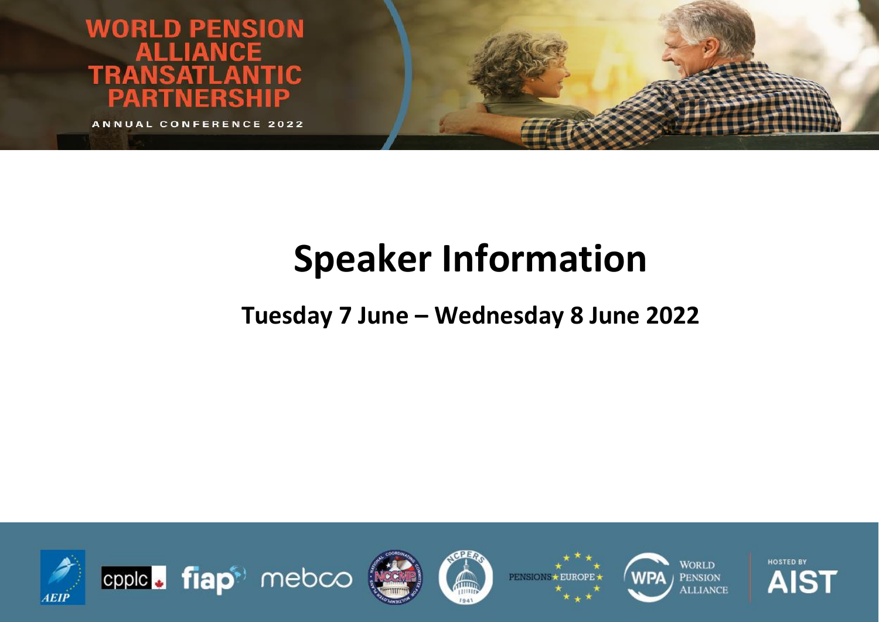# WORLD PENSION ALLIANCE TRANSATLANTIC PARTNERSHIP

ANNUAL CONFERENCE 2022

# Speaker Information

## Tuesday 7 June – Wednesday 8 June 2022

AEIP | cpplc | fiap | mebco | NCCMP | NCPERS | PENSIONS EUROPE | WPA WORLD PENSION ALLIANCE | HOSTED BY AIST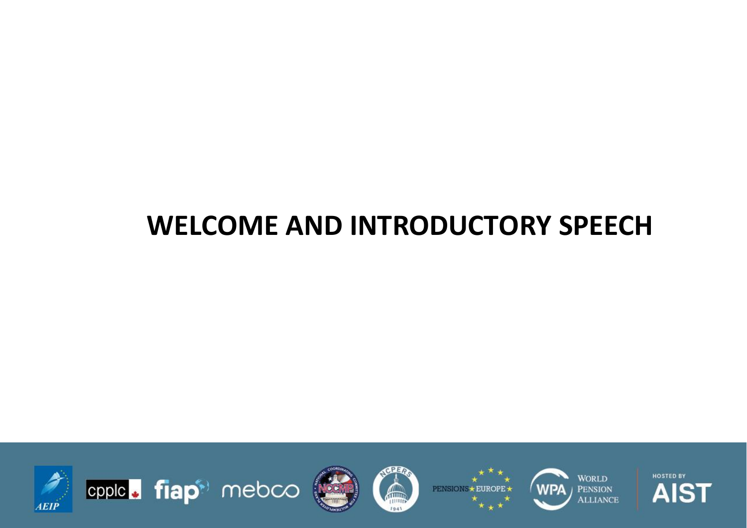# WELCOME AND INTRODUCTORY SPEECH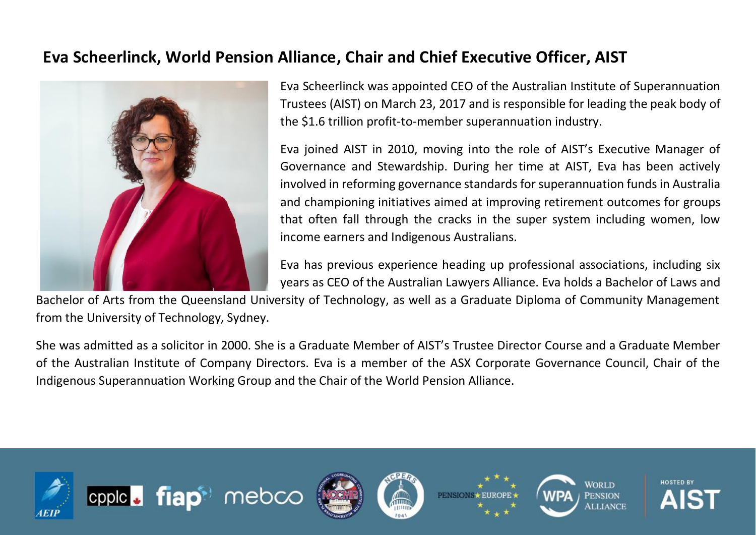## Eva Scheerlinck, World Pension Alliance, Chair and Chief Executive Officer, AIST

Eva Scheerlinck was appointed CEO of the Australian Institute of Superannuation Trustees (AIST) on March 23, 2017 and is responsible for leading the peak body of the $1.6 trillion profit-to-member superannuation industry.

Eva joined AIST in 2010, moving into the role of AIST's Executive Manager of Governance and Stewardship. During her time at AIST, Eva has been actively involved in reforming governance standards for superannuation funds in Australia and championing initiatives aimed at improving retirement outcomes for groups that often fall through the cracks in the super system including women, low income earners and Indigenous Australians.

Eva has previous experience heading up professional associations, including six years as CEO of the Australian Lawyers Alliance. Eva holds a Bachelor of Laws and Bachelor of Arts from the Queensland University of Technology, as well as a Graduate Diploma of Community Management from the University of Technology, Sydney.

She was admitted as a solicitor in 2000. She is a Graduate Member of AIST's Trustee Director Course and a Graduate Member of the Australian Institute of Company Directors. Eva is a member of the ASX Corporate Governance Council, Chair of the Indigenous Superannuation Working Group and the Chair of the World Pension Alliance.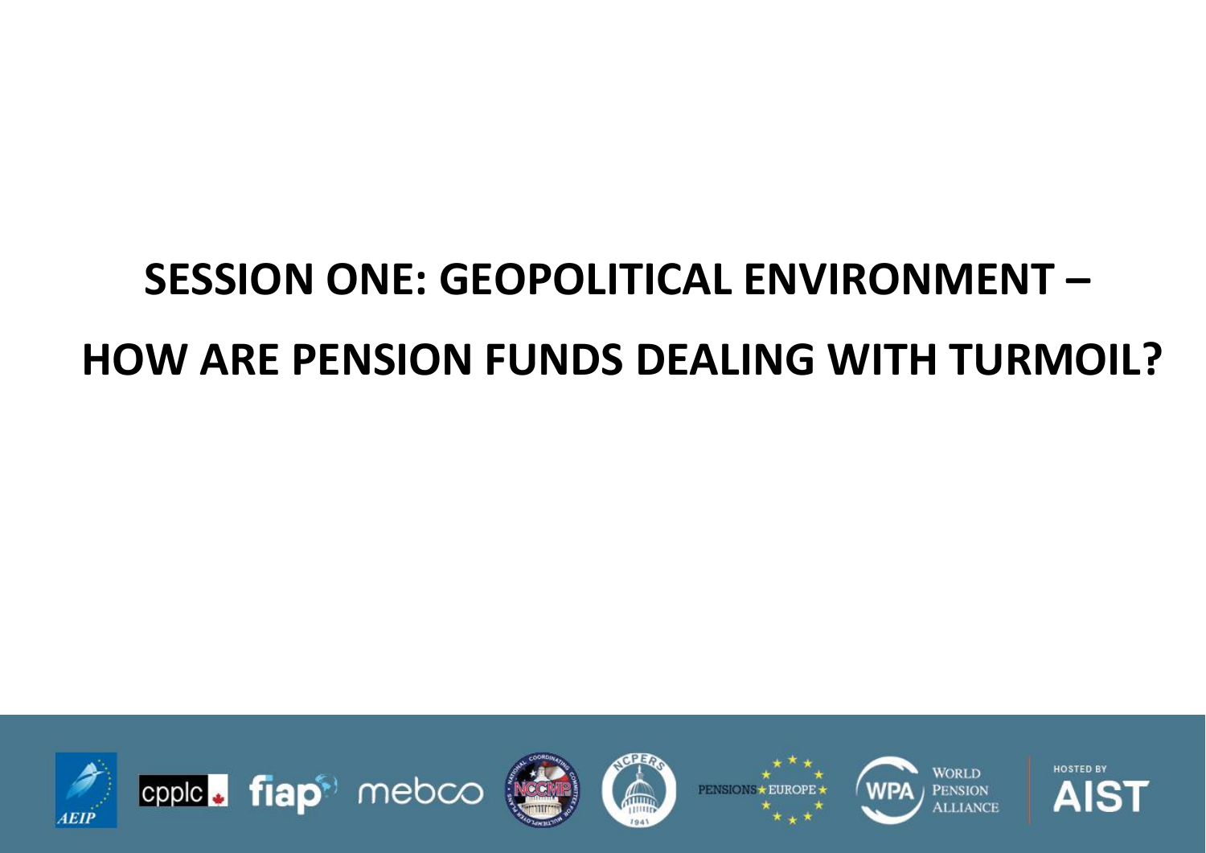# SESSION ONE: GEOPOLITICAL ENVIRONMENT – HOW ARE PENSION FUNDS DEALING WITH TURMOIL?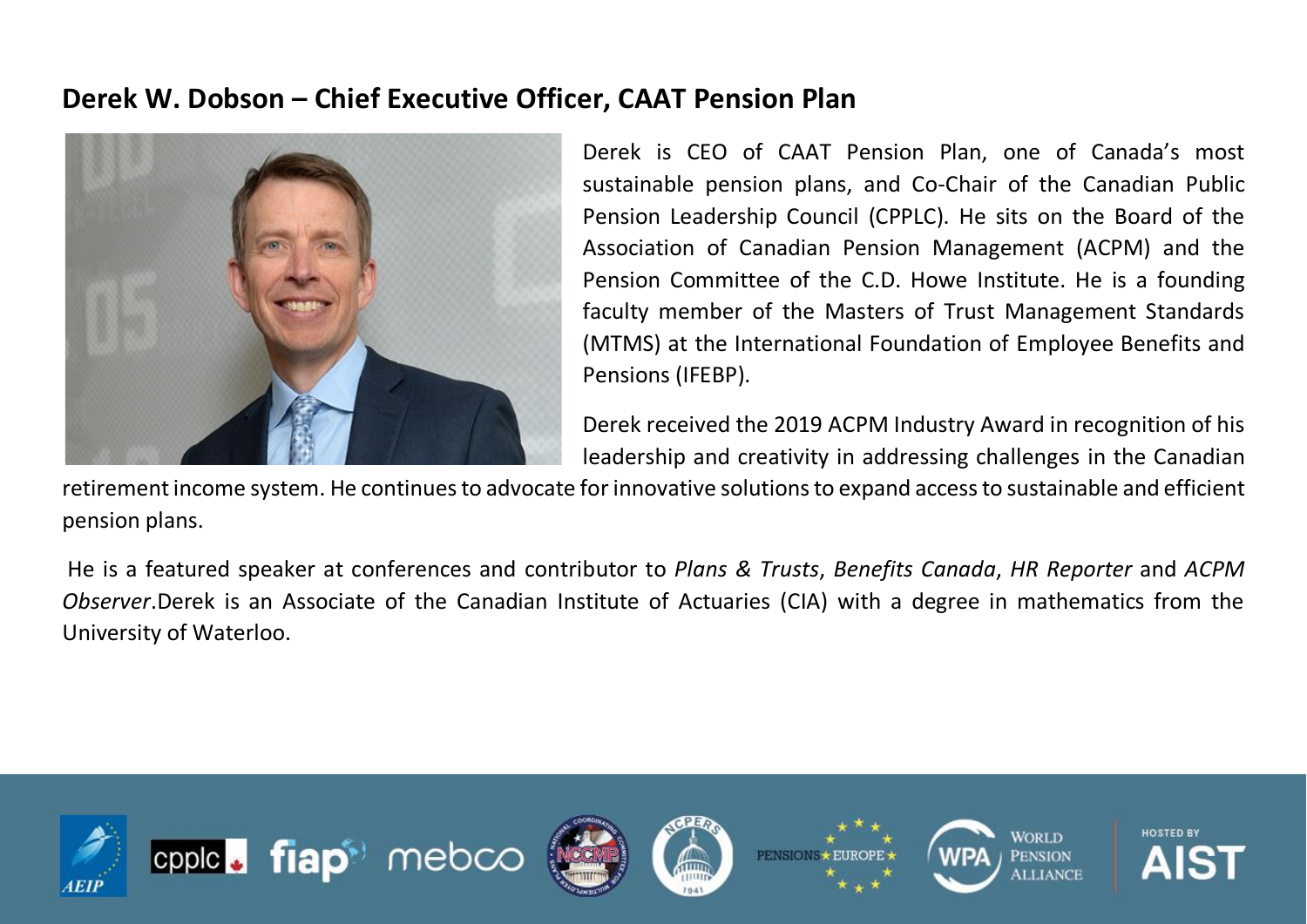## Derek W. Dobson – Chief Executive Officer, CAAT Pension Plan

Derek is CEO of CAAT Pension Plan, one of Canada's most sustainable pension plans, and Co-Chair of the Canadian Public Pension Leadership Council (CPPLC). He sits on the Board of the Association of Canadian Pension Management (ACPM) and the Pension Committee of the C.D. Howe Institute. He is a founding faculty member of the Masters of Trust Management Standards (MTMS) at the International Foundation of Employee Benefits and Pensions (IFEBP).

Derek received the 2019 ACPM Industry Award in recognition of his leadership and creativity in addressing challenges in the Canadian retirement income system. He continues to advocate for innovative solutions to expand access to sustainable and efficient pension plans.

He is a featured speaker at conferences and contributor to *Plans & Trusts*, *Benefits Canada*, *HR Reporter* and *ACPM Observer*.Derek is an Associate of the Canadian Institute of Actuaries (CIA) with a degree in mathematics from the University of Waterloo.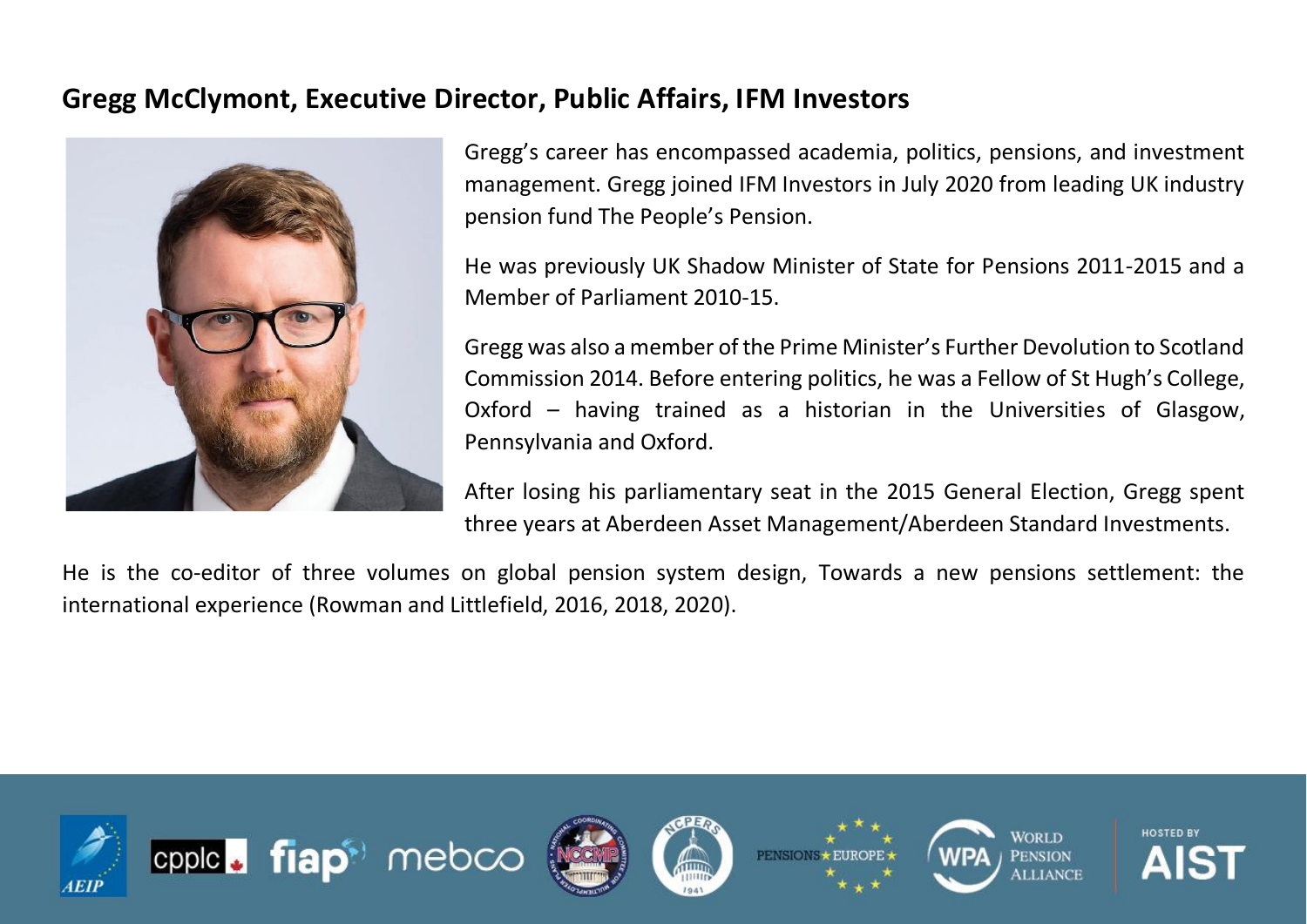## Gregg McClymont, Executive Director, Public Affairs, IFM Investors

Gregg's career has encompassed academia, politics, pensions, and investment management. Gregg joined IFM Investors in July 2020 from leading UK industry pension fund The People's Pension.

He was previously UK Shadow Minister of State for Pensions 2011-2015 and a Member of Parliament 2010-15.

Gregg was also a member of the Prime Minister's Further Devolution to Scotland Commission 2014. Before entering politics, he was a Fellow of St Hugh's College, Oxford – having trained as a historian in the Universities of Glasgow, Pennsylvania and Oxford.

After losing his parliamentary seat in the 2015 General Election, Gregg spent three years at Aberdeen Asset Management/Aberdeen Standard Investments.

He is the co-editor of three volumes on global pension system design, Towards a new pensions settlement: the international experience (Rowman and Littlefield, 2016, 2018, 2020).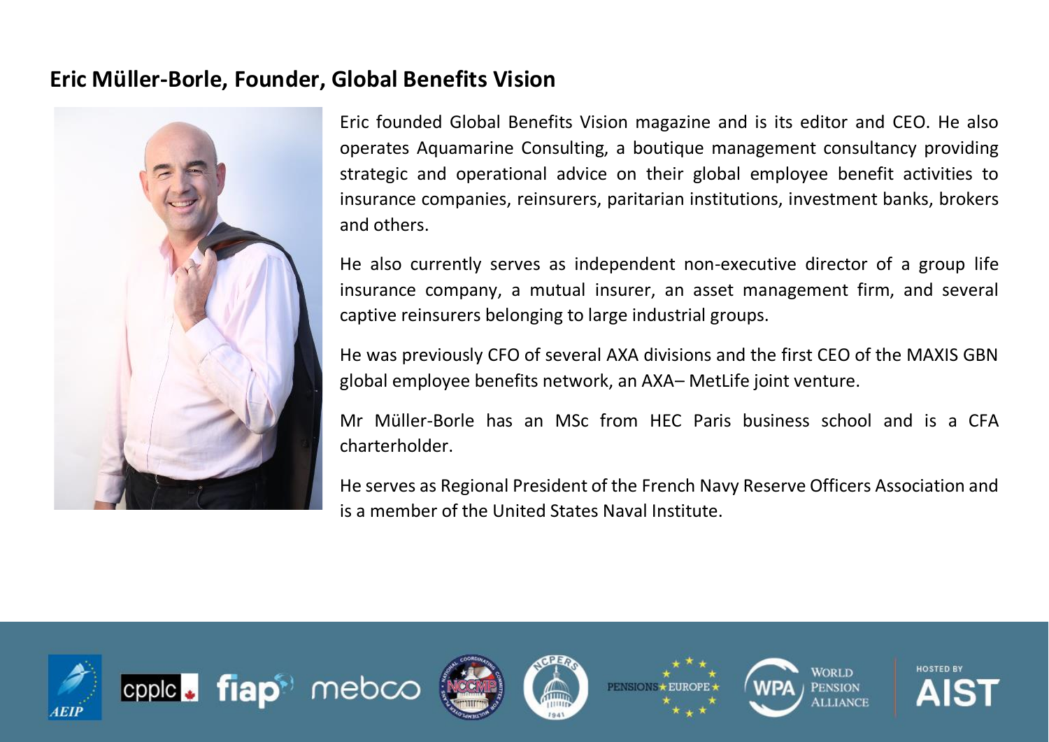## Eric Müller-Borle, Founder, Global Benefits Vision

Eric founded Global Benefits Vision magazine and is its editor and CEO. He also operates Aquamarine Consulting, a boutique management consultancy providing strategic and operational advice on their global employee benefit activities to insurance companies, reinsurers, paritarian institutions, investment banks, brokers and others.

He also currently serves as independent non-executive director of a group life insurance company, a mutual insurer, an asset management firm, and several captive reinsurers belonging to large industrial groups.

He was previously CFO of several AXA divisions and the first CEO of the MAXIS GBN global employee benefits network, an AXA– MetLife joint venture.

Mr Müller-Borle has an MSc from HEC Paris business school and is a CFA charterholder.

He serves as Regional President of the French Navy Reserve Officers Association and is a member of the United States Naval Institute.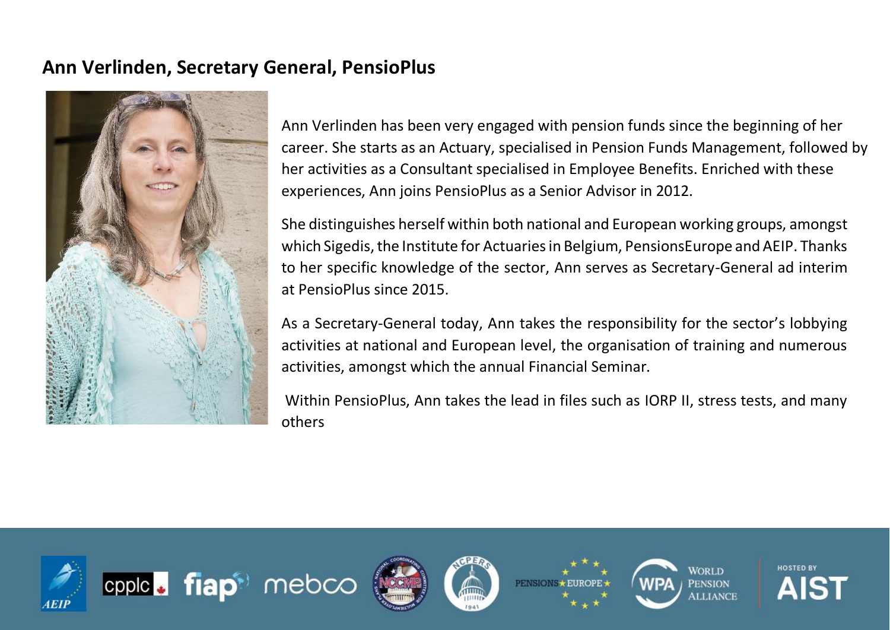## Ann Verlinden, Secretary General, PensioPlus

Ann Verlinden has been very engaged with pension funds since the beginning of her career. She starts as an Actuary, specialised in Pension Funds Management, followed by her activities as a Consultant specialised in Employee Benefits. Enriched with these experiences, Ann joins PensioPlus as a Senior Advisor in 2012.

She distinguishes herself within both national and European working groups, amongst which Sigedis, the Institute for Actuaries in Belgium, PensionsEurope and AEIP. Thanks to her specific knowledge of the sector, Ann serves as Secretary-General ad interim at PensioPlus since 2015.

As a Secretary-General today, Ann takes the responsibility for the sector's lobbying activities at national and European level, the organisation of training and numerous activities, amongst which the annual Financial Seminar.

Within PensioPlus, Ann takes the lead in files such as IORP II, stress tests, and many others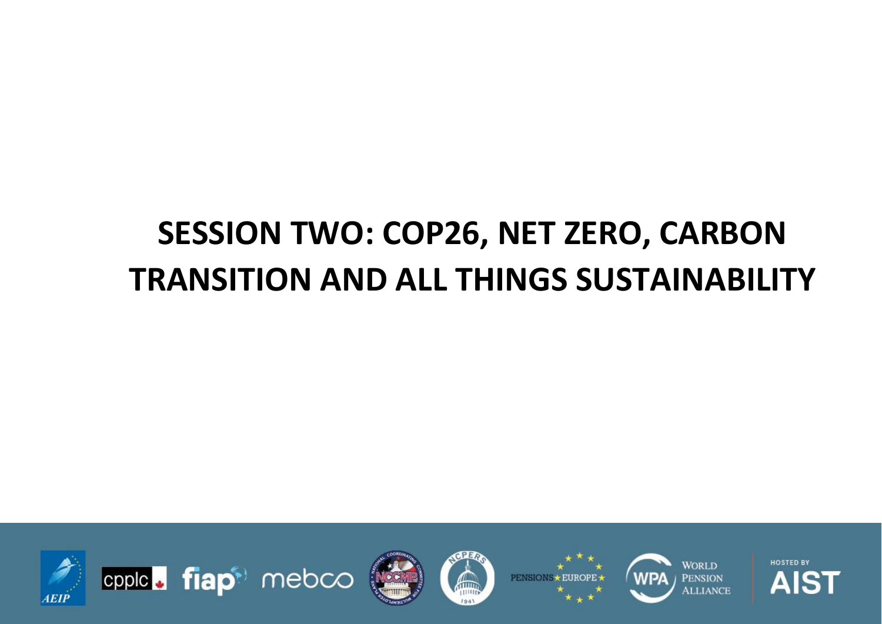# SESSION TWO: COP26, NET ZERO, CARBON TRANSITION AND ALL THINGS SUSTAINABILITY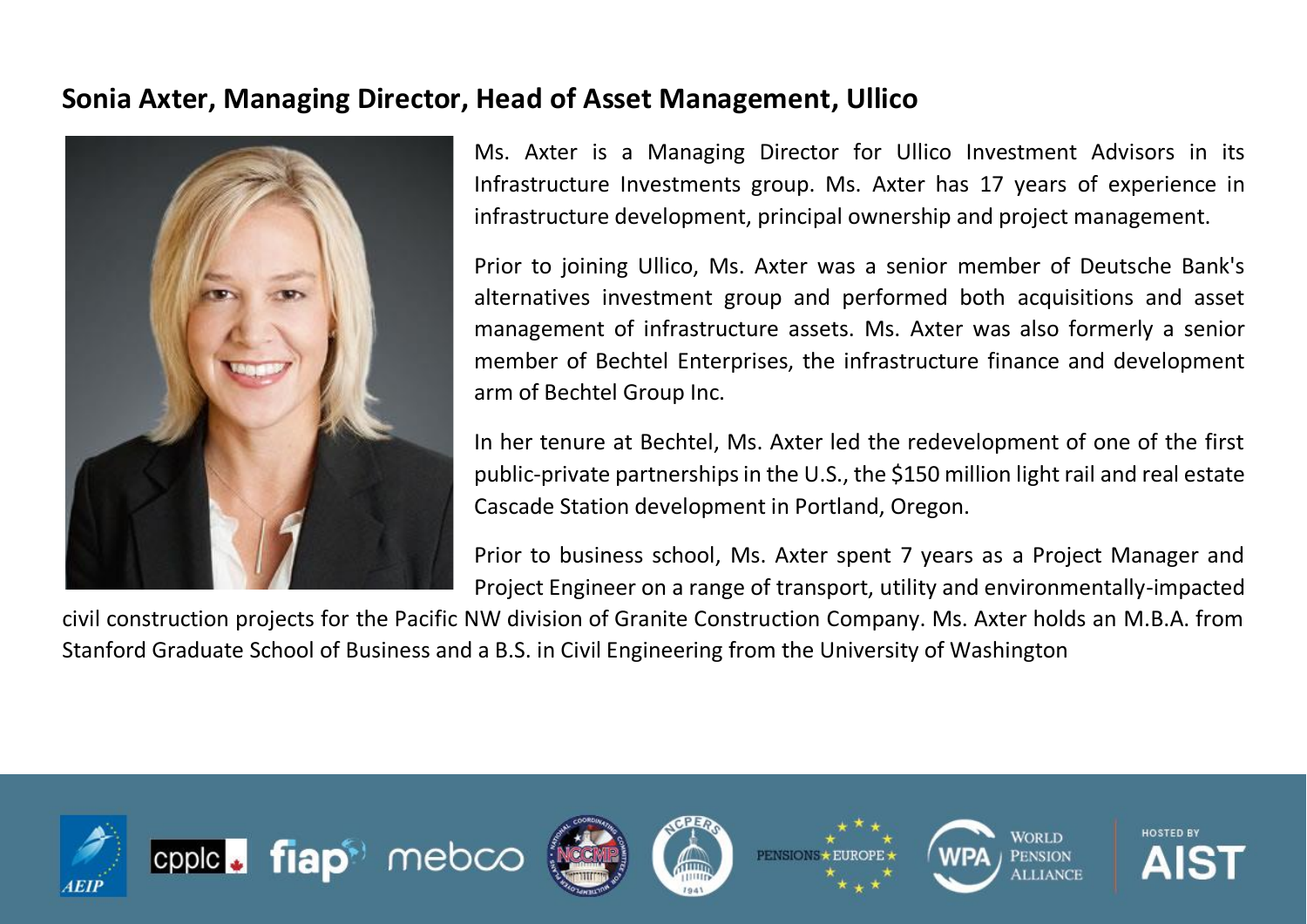## Sonia Axter, Managing Director, Head of Asset Management, Ullico

Ms. Axter is a Managing Director for Ullico Investment Advisors in its Infrastructure Investments group. Ms. Axter has 17 years of experience in infrastructure development, principal ownership and project management.

Prior to joining Ullico, Ms. Axter was a senior member of Deutsche Bank's alternatives investment group and performed both acquisitions and asset management of infrastructure assets. Ms. Axter was also formerly a senior member of Bechtel Enterprises, the infrastructure finance and development arm of Bechtel Group Inc.

In her tenure at Bechtel, Ms. Axter led the redevelopment of one of the first public-private partnerships in the U.S., the $150 million light rail and real estate Cascade Station development in Portland, Oregon.

Prior to business school, Ms. Axter spent 7 years as a Project Manager and Project Engineer on a range of transport, utility and environmentally-impacted civil construction projects for the Pacific NW division of Granite Construction Company. Ms. Axter holds an M.B.A. from Stanford Graduate School of Business and a B.S. in Civil Engineering from the University of Washington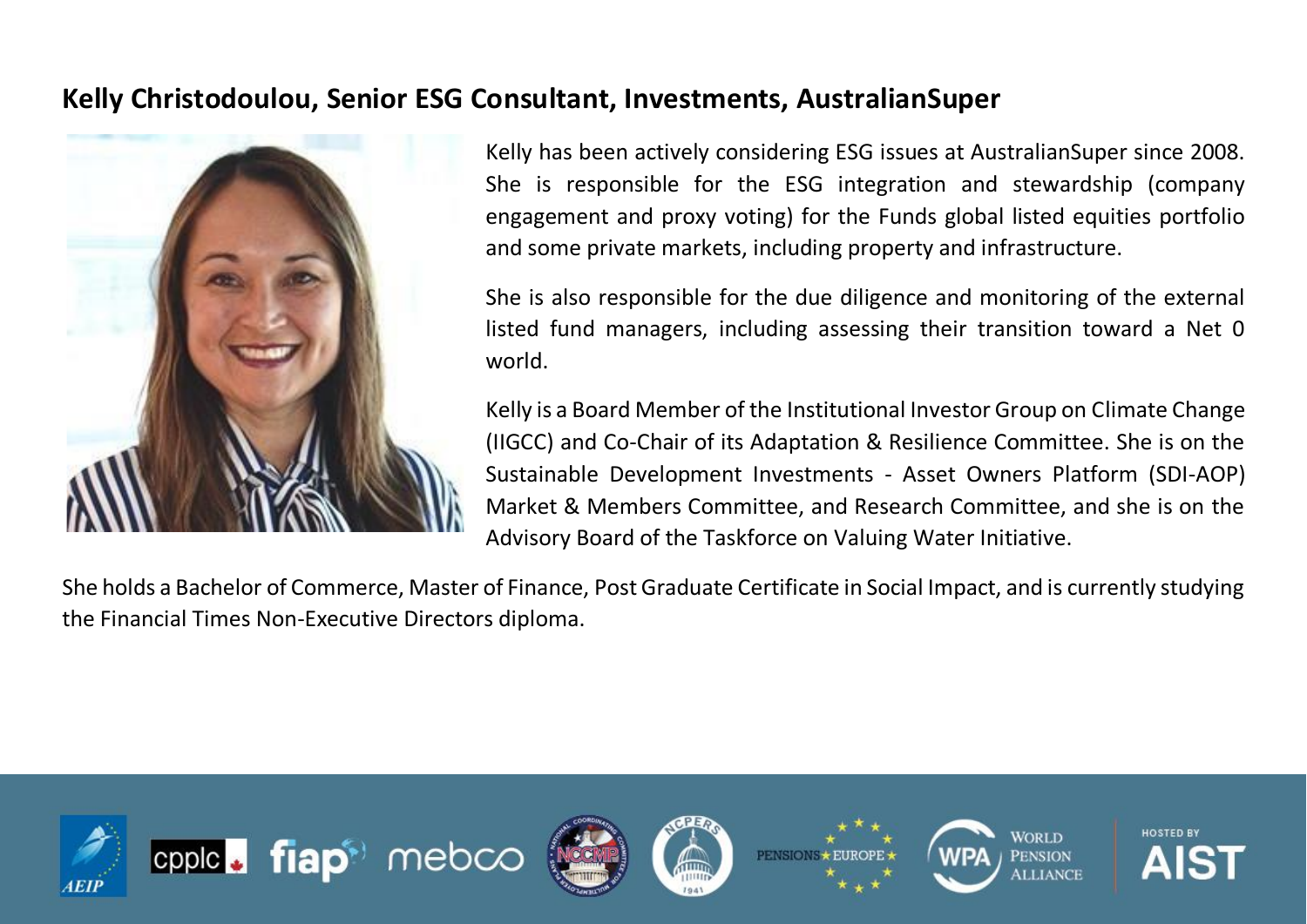## Kelly Christodoulou, Senior ESG Consultant, Investments, AustralianSuper

Kelly has been actively considering ESG issues at AustralianSuper since 2008. She is responsible for the ESG integration and stewardship (company engagement and proxy voting) for the Funds global listed equities portfolio and some private markets, including property and infrastructure.

She is also responsible for the due diligence and monitoring of the external listed fund managers, including assessing their transition toward a Net 0 world.

Kelly is a Board Member of the Institutional Investor Group on Climate Change (IIGCC) and Co-Chair of its Adaptation & Resilience Committee. She is on the Sustainable Development Investments - Asset Owners Platform (SDI-AOP) Market & Members Committee, and Research Committee, and she is on the Advisory Board of the Taskforce on Valuing Water Initiative.

She holds a Bachelor of Commerce, Master of Finance, Post Graduate Certificate in Social Impact, and is currently studying the Financial Times Non-Executive Directors diploma.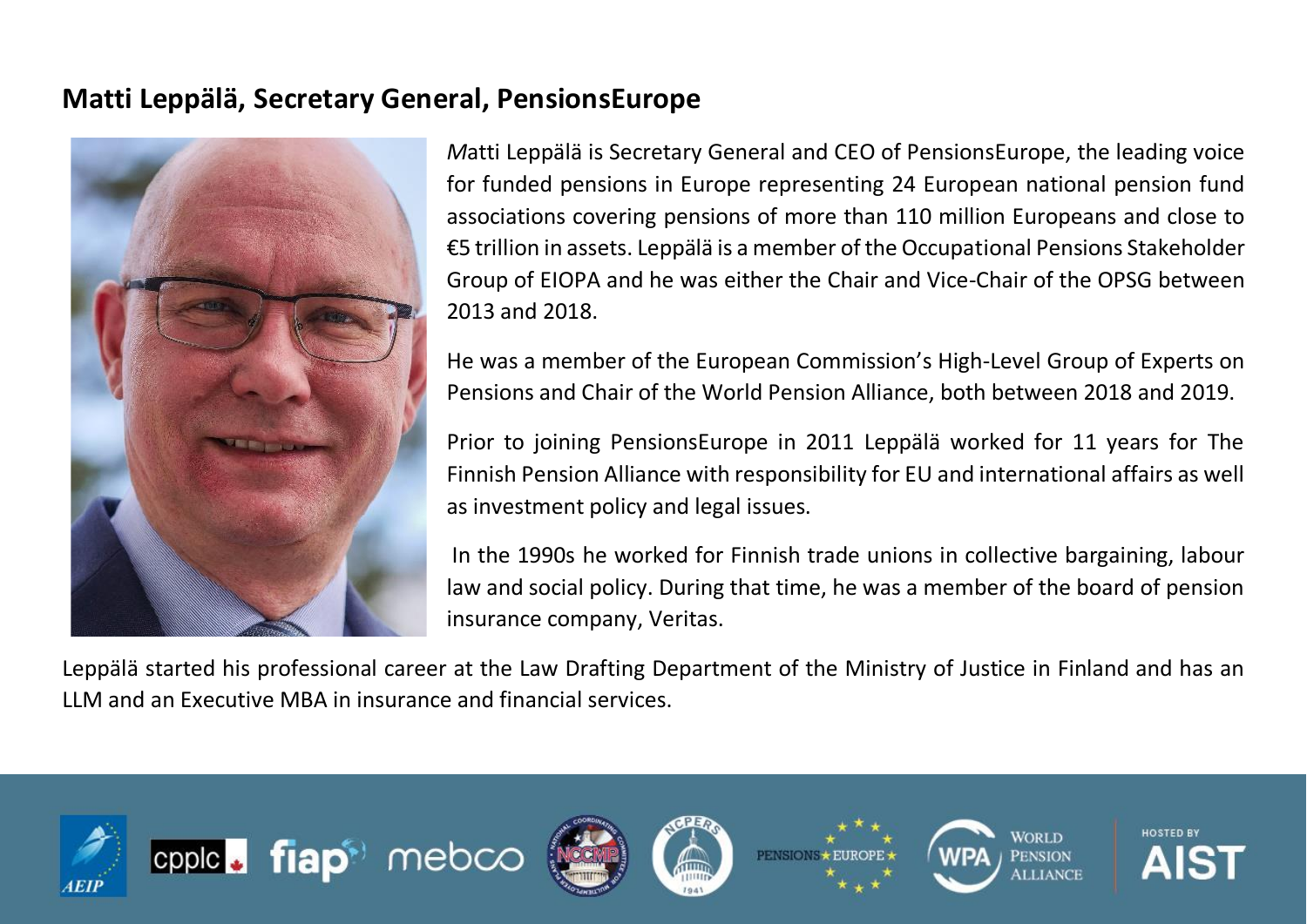## Matti Leppälä, Secretary General, PensionsEurope

*M*atti Leppälä is Secretary General and CEO of PensionsEurope, the leading voice for funded pensions in Europe representing 24 European national pension fund associations covering pensions of more than 110 million Europeans and close to €5 trillion in assets. Leppälä is a member of the Occupational Pensions Stakeholder Group of EIOPA and he was either the Chair and Vice-Chair of the OPSG between 2013 and 2018.

He was a member of the European Commission's High-Level Group of Experts on Pensions and Chair of the World Pension Alliance, both between 2018 and 2019.

Prior to joining PensionsEurope in 2011 Leppälä worked for 11 years for The Finnish Pension Alliance with responsibility for EU and international affairs as well as investment policy and legal issues.

In the 1990s he worked for Finnish trade unions in collective bargaining, labour law and social policy. During that time, he was a member of the board of pension insurance company, Veritas.

Leppälä started his professional career at the Law Drafting Department of the Ministry of Justice in Finland and has an LLM and an Executive MBA in insurance and financial services.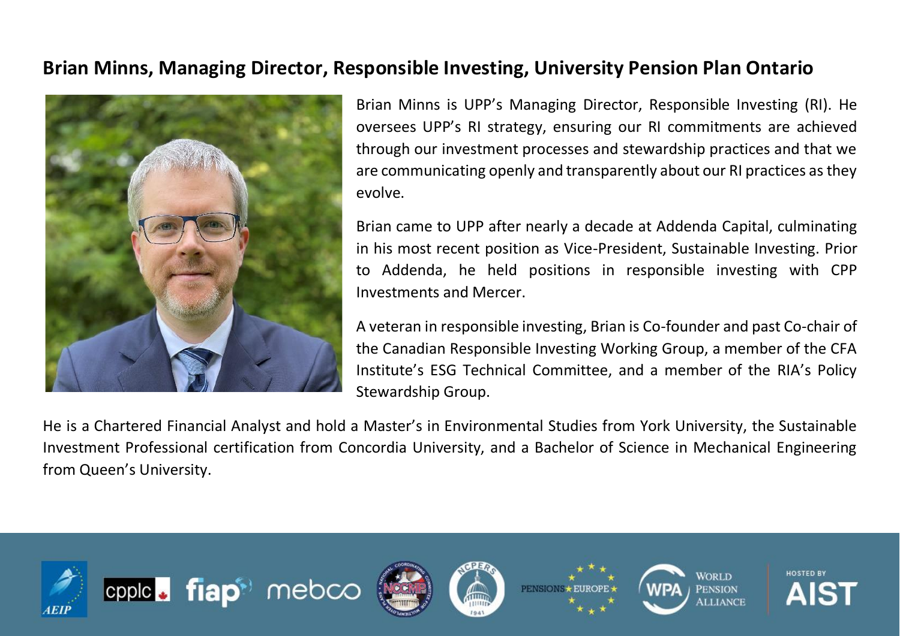## Brian Minns, Managing Director, Responsible Investing, University Pension Plan Ontario

Brian Minns is UPP's Managing Director, Responsible Investing (RI). He oversees UPP's RI strategy, ensuring our RI commitments are achieved through our investment processes and stewardship practices and that we are communicating openly and transparently about our RI practices as they evolve.

Brian came to UPP after nearly a decade at Addenda Capital, culminating in his most recent position as Vice-President, Sustainable Investing. Prior to Addenda, he held positions in responsible investing with CPP Investments and Mercer.

A veteran in responsible investing, Brian is Co-founder and past Co-chair of the Canadian Responsible Investing Working Group, a member of the CFA Institute's ESG Technical Committee, and a member of the RIA's Policy Stewardship Group.

He is a Chartered Financial Analyst and hold a Master's in Environmental Studies from York University, the Sustainable Investment Professional certification from Concordia University, and a Bachelor of Science in Mechanical Engineering from Queen's University.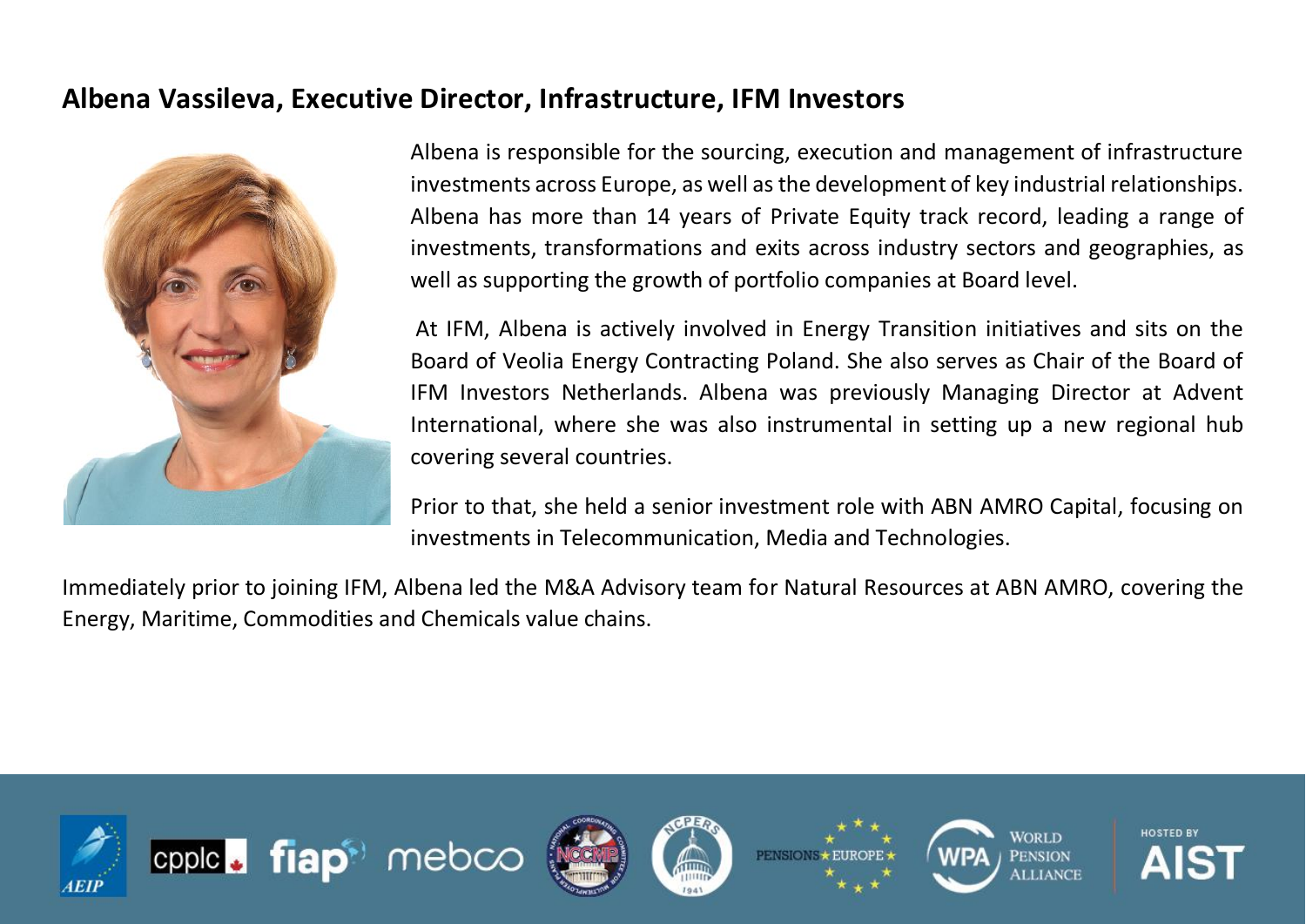## Albena Vassileva, Executive Director, Infrastructure, IFM Investors

Albena is responsible for the sourcing, execution and management of infrastructure investments across Europe, as well as the development of key industrial relationships. Albena has more than 14 years of Private Equity track record, leading a range of investments, transformations and exits across industry sectors and geographies, as well as supporting the growth of portfolio companies at Board level.

At IFM, Albena is actively involved in Energy Transition initiatives and sits on the Board of Veolia Energy Contracting Poland. She also serves as Chair of the Board of IFM Investors Netherlands. Albena was previously Managing Director at Advent International, where she was also instrumental in setting up a new regional hub covering several countries.

Prior to that, she held a senior investment role with ABN AMRO Capital, focusing on investments in Telecommunication, Media and Technologies.

Immediately prior to joining IFM, Albena led the M&A Advisory team for Natural Resources at ABN AMRO, covering the Energy, Maritime, Commodities and Chemicals value chains.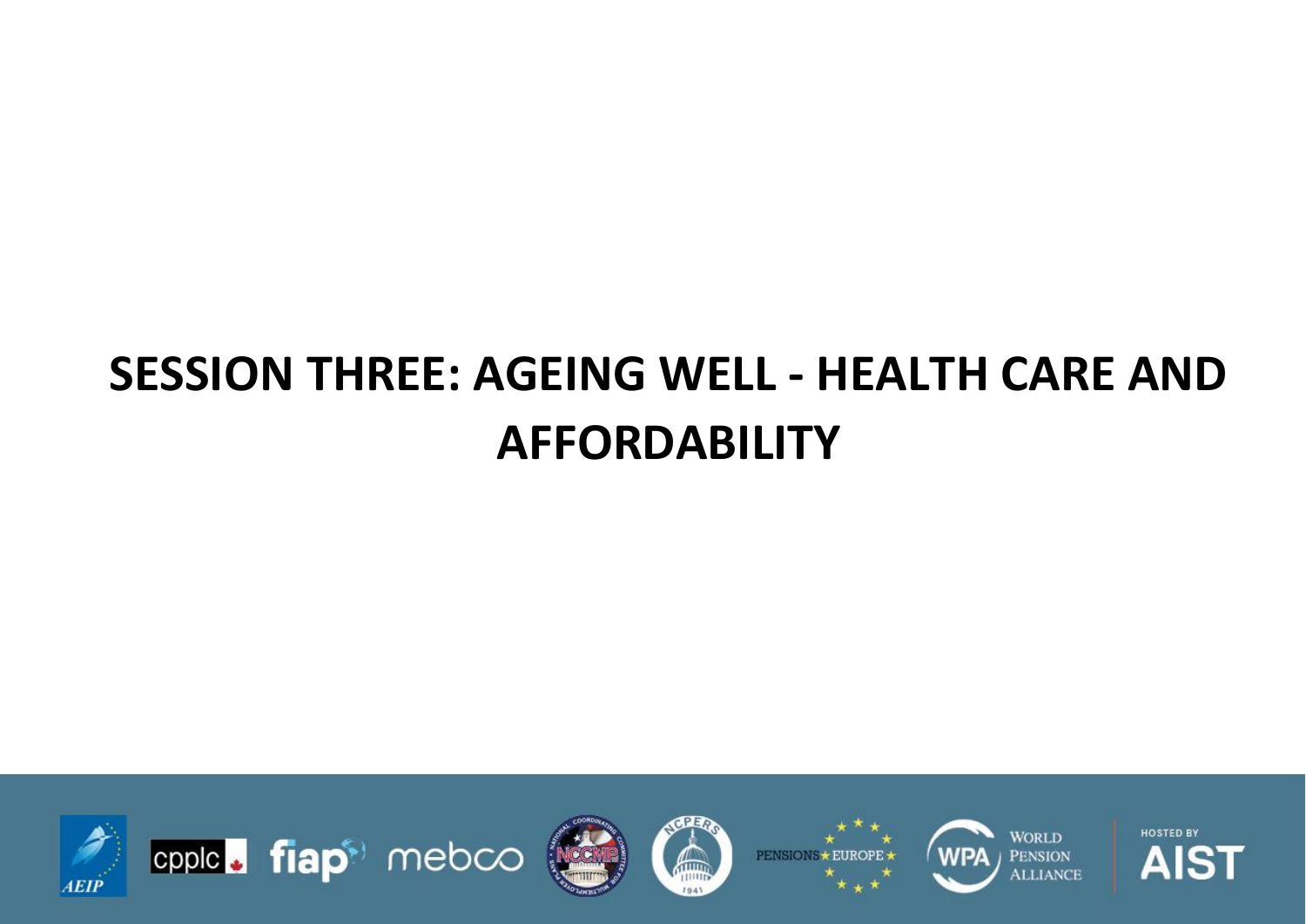# SESSION THREE: AGEING WELL - HEALTH CARE AND AFFORDABILITY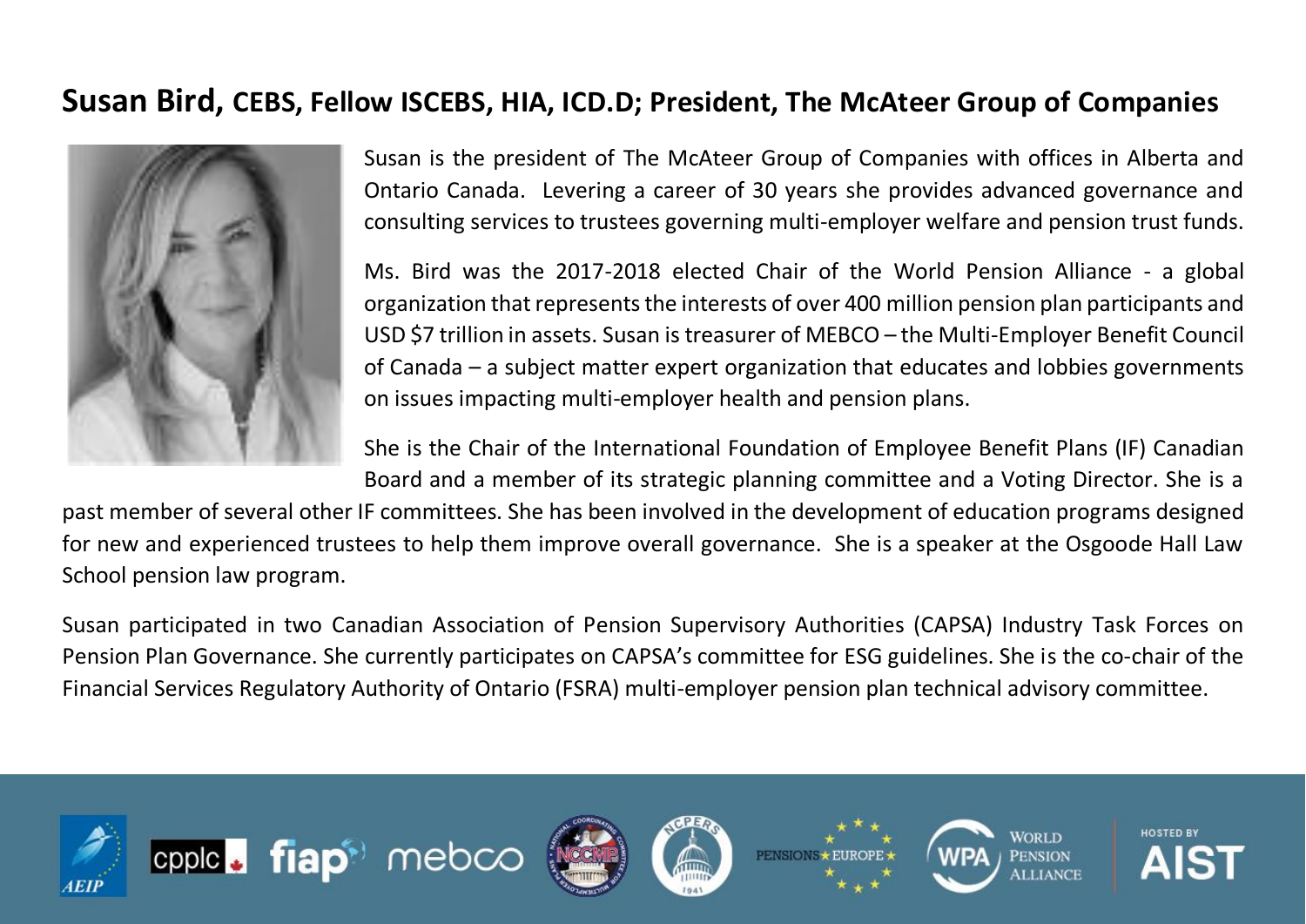## Susan Bird, CEBS, Fellow ISCEBS, HIA, ICD.D; President, The McAteer Group of Companies

Susan is the president of The McAteer Group of Companies with offices in Alberta and Ontario Canada. Levering a career of 30 years she provides advanced governance and consulting services to trustees governing multi-employer welfare and pension trust funds.

Ms. Bird was the 2017-2018 elected Chair of the World Pension Alliance - a global organization that represents the interests of over 400 million pension plan participants and USD $7 trillion in assets. Susan is treasurer of MEBCO – the Multi-Employer Benefit Council of Canada – a subject matter expert organization that educates and lobbies governments on issues impacting multi-employer health and pension plans.

She is the Chair of the International Foundation of Employee Benefit Plans (IF) Canadian Board and a member of its strategic planning committee and a Voting Director. She is a past member of several other IF committees. She has been involved in the development of education programs designed for new and experienced trustees to help them improve overall governance. She is a speaker at the Osgoode Hall Law School pension law program.

Susan participated in two Canadian Association of Pension Supervisory Authorities (CAPSA) Industry Task Forces on Pension Plan Governance. She currently participates on CAPSA's committee for ESG guidelines. She is the co-chair of the Financial Services Regulatory Authority of Ontario (FSRA) multi-employer pension plan technical advisory committee.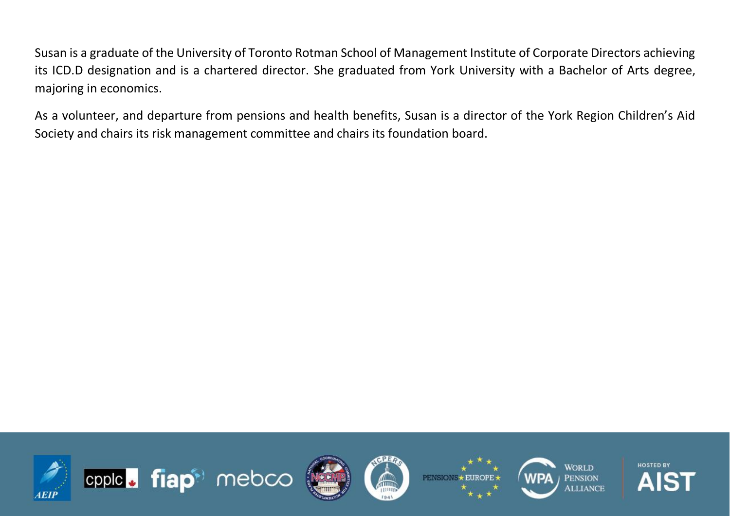Susan is a graduate of the University of Toronto Rotman School of Management Institute of Corporate Directors achieving its ICD.D designation and is a chartered director. She graduated from York University with a Bachelor of Arts degree, majoring in economics.

As a volunteer, and departure from pensions and health benefits, Susan is a director of the York Region Children's Aid Society and chairs its risk management committee and chairs its foundation board.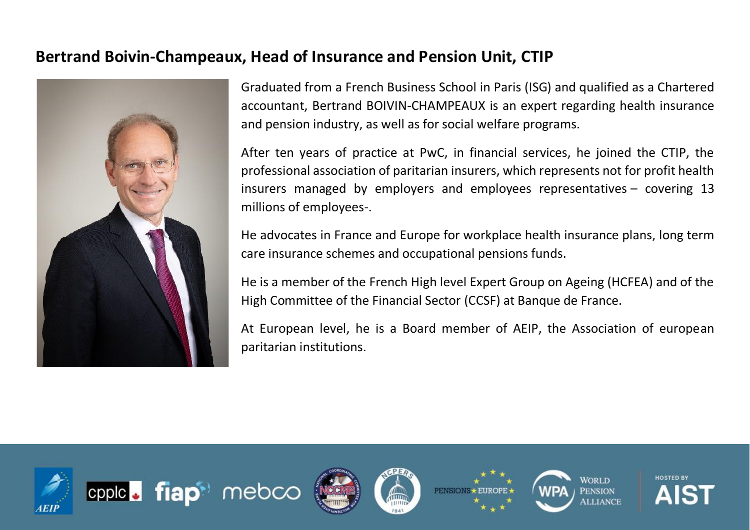## Bertrand Boivin-Champeaux, Head of Insurance and Pension Unit, CTIP

Graduated from a French Business School in Paris (ISG) and qualified as a Chartered accountant, Bertrand BOIVIN-CHAMPEAUX is an expert regarding health insurance and pension industry, as well as for social welfare programs.

After ten years of practice at PwC, in financial services, he joined the CTIP, the professional association of paritarian insurers, which represents not for profit health insurers managed by employers and employees representatives – covering 13 millions of employees-.

He advocates in France and Europe for workplace health insurance plans, long term care insurance schemes and occupational pensions funds.

He is a member of the French High level Expert Group on Ageing (HCFEA) and of the High Committee of the Financial Sector (CCSF) at Banque de France.

At European level, he is a Board member of AEIP, the Association of european paritarian institutions.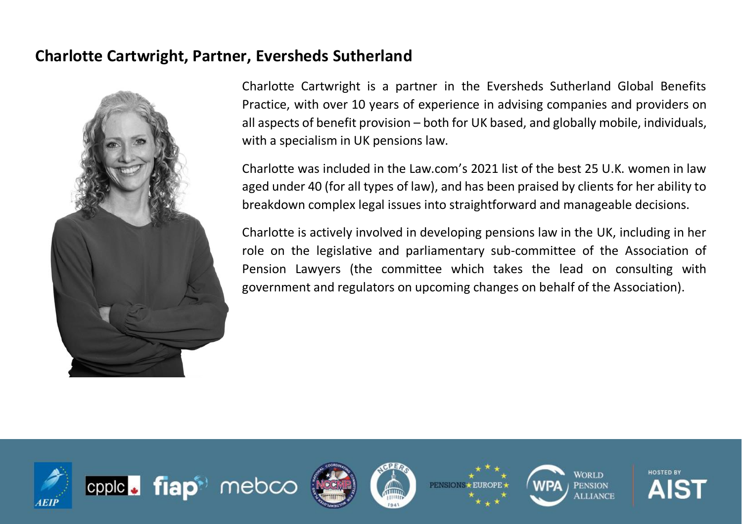## Charlotte Cartwright, Partner, Eversheds Sutherland

Charlotte Cartwright is a partner in the Eversheds Sutherland Global Benefits Practice, with over 10 years of experience in advising companies and providers on all aspects of benefit provision – both for UK based, and globally mobile, individuals, with a specialism in UK pensions law.

Charlotte was included in the Law.com's 2021 list of the best 25 U.K. women in law aged under 40 (for all types of law), and has been praised by clients for her ability to breakdown complex legal issues into straightforward and manageable decisions.

Charlotte is actively involved in developing pensions law in the UK, including in her role on the legislative and parliamentary sub-committee of the Association of Pension Lawyers (the committee which takes the lead on consulting with government and regulators on upcoming changes on behalf of the Association).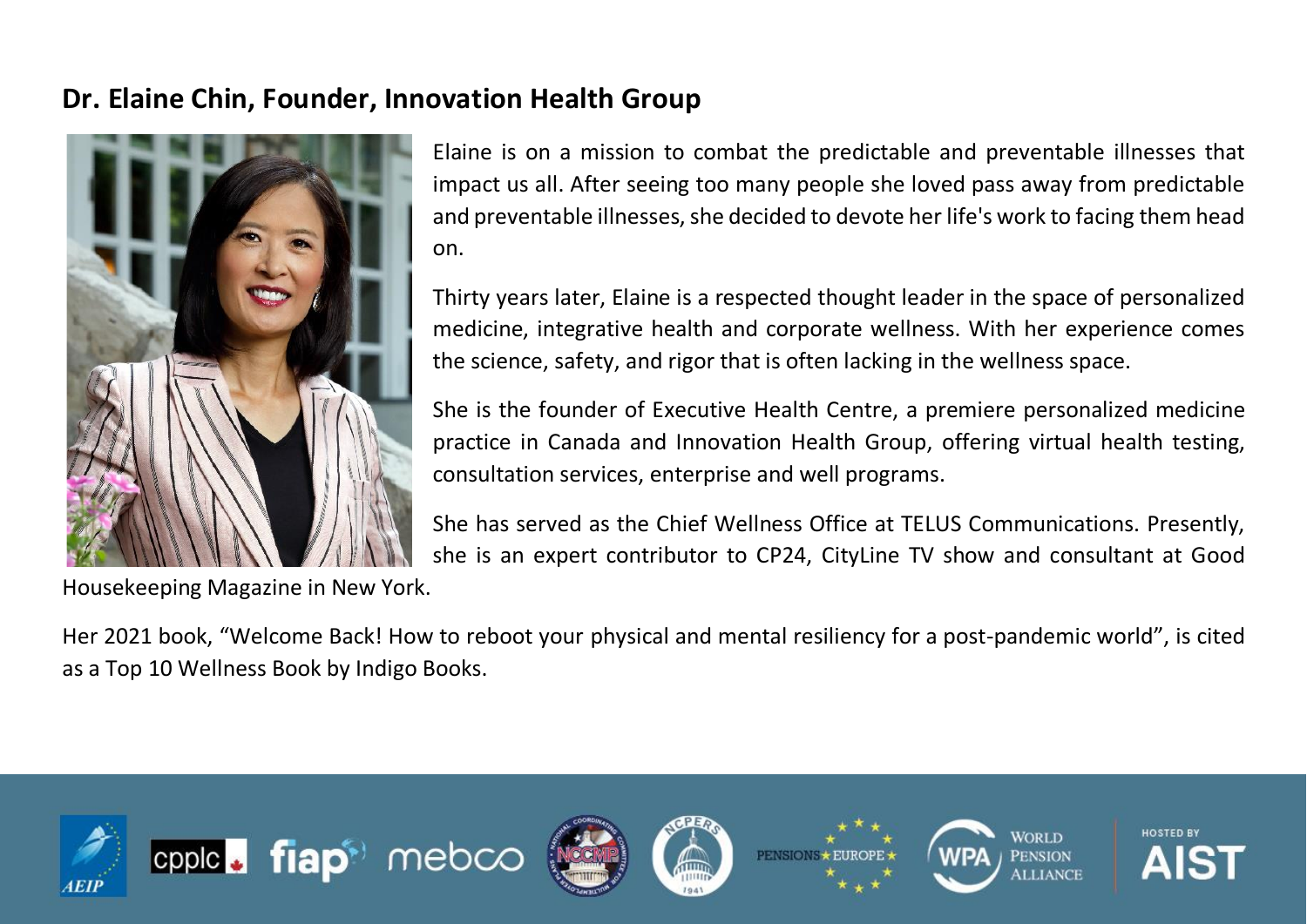## Dr. Elaine Chin, Founder, Innovation Health Group

Elaine is on a mission to combat the predictable and preventable illnesses that impact us all. After seeing too many people she loved pass away from predictable and preventable illnesses, she decided to devote her life's work to facing them head on.

Thirty years later, Elaine is a respected thought leader in the space of personalized medicine, integrative health and corporate wellness. With her experience comes the science, safety, and rigor that is often lacking in the wellness space.

She is the founder of Executive Health Centre, a premiere personalized medicine practice in Canada and Innovation Health Group, offering virtual health testing, consultation services, enterprise and well programs.

She has served as the Chief Wellness Office at TELUS Communications. Presently, she is an expert contributor to CP24, CityLine TV show and consultant at Good Housekeeping Magazine in New York.

Her 2021 book, “Welcome Back! How to reboot your physical and mental resiliency for a post-pandemic world”, is cited as a Top 10 Wellness Book by Indigo Books.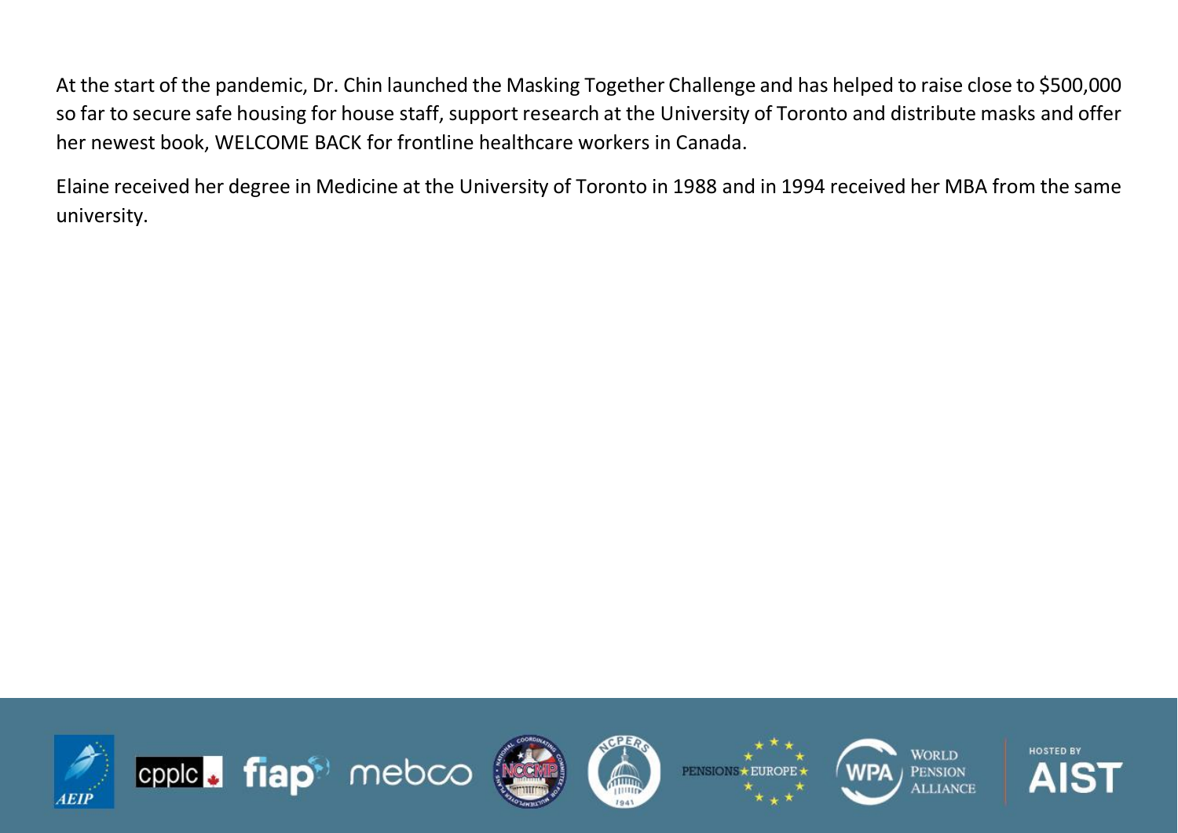At the start of the pandemic, Dr. Chin launched the Masking Together Challenge and has helped to raise close to $500,000 so far to secure safe housing for house staff, support research at the University of Toronto and distribute masks and offer her newest book, WELCOME BACK for frontline healthcare workers in Canada.

Elaine received her degree in Medicine at the University of Toronto in 1988 and in 1994 received her MBA from the same university.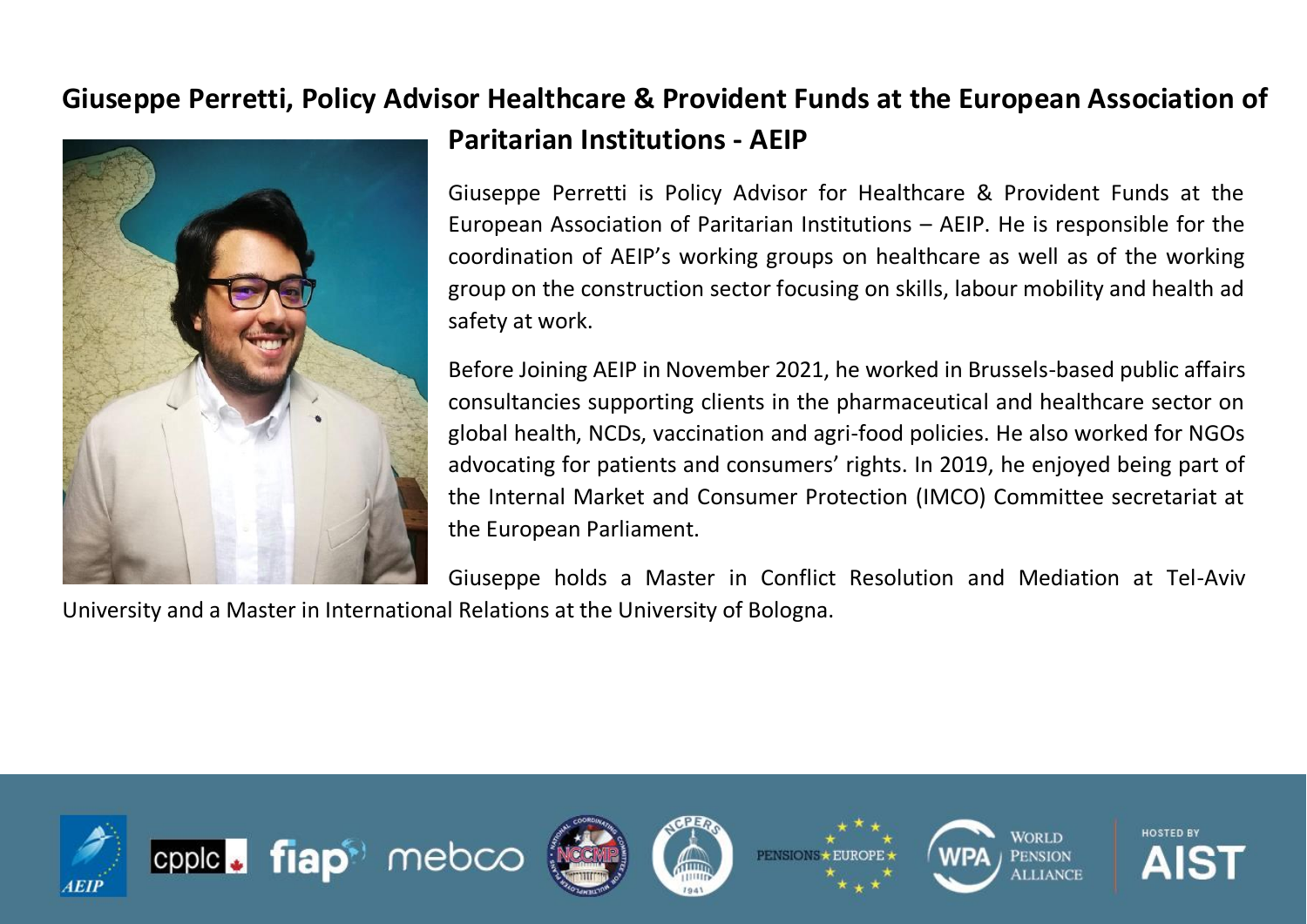## Giuseppe Perretti, Policy Advisor Healthcare & Provident Funds at the European Association of Paritarian Institutions - AEIP

Giuseppe Perretti is Policy Advisor for Healthcare & Provident Funds at the European Association of Paritarian Institutions – AEIP. He is responsible for the coordination of AEIP's working groups on healthcare as well as of the working group on the construction sector focusing on skills, labour mobility and health ad safety at work.

Before Joining AEIP in November 2021, he worked in Brussels-based public affairs consultancies supporting clients in the pharmaceutical and healthcare sector on global health, NCDs, vaccination and agri-food policies. He also worked for NGOs advocating for patients and consumers' rights. In 2019, he enjoyed being part of the Internal Market and Consumer Protection (IMCO) Committee secretariat at the European Parliament.

Giuseppe holds a Master in Conflict Resolution and Mediation at Tel-Aviv University and a Master in International Relations at the University of Bologna.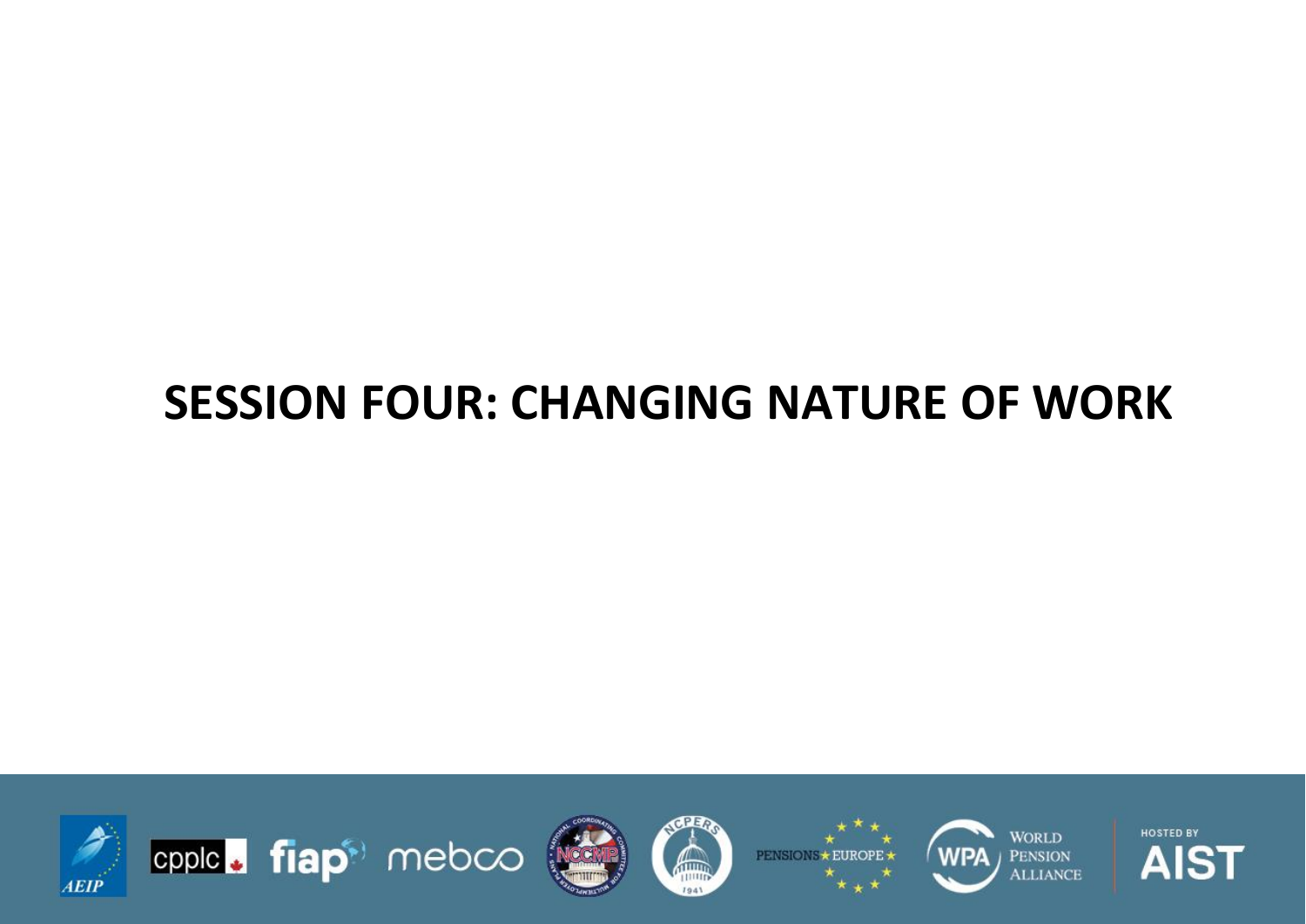# SESSION FOUR: CHANGING NATURE OF WORK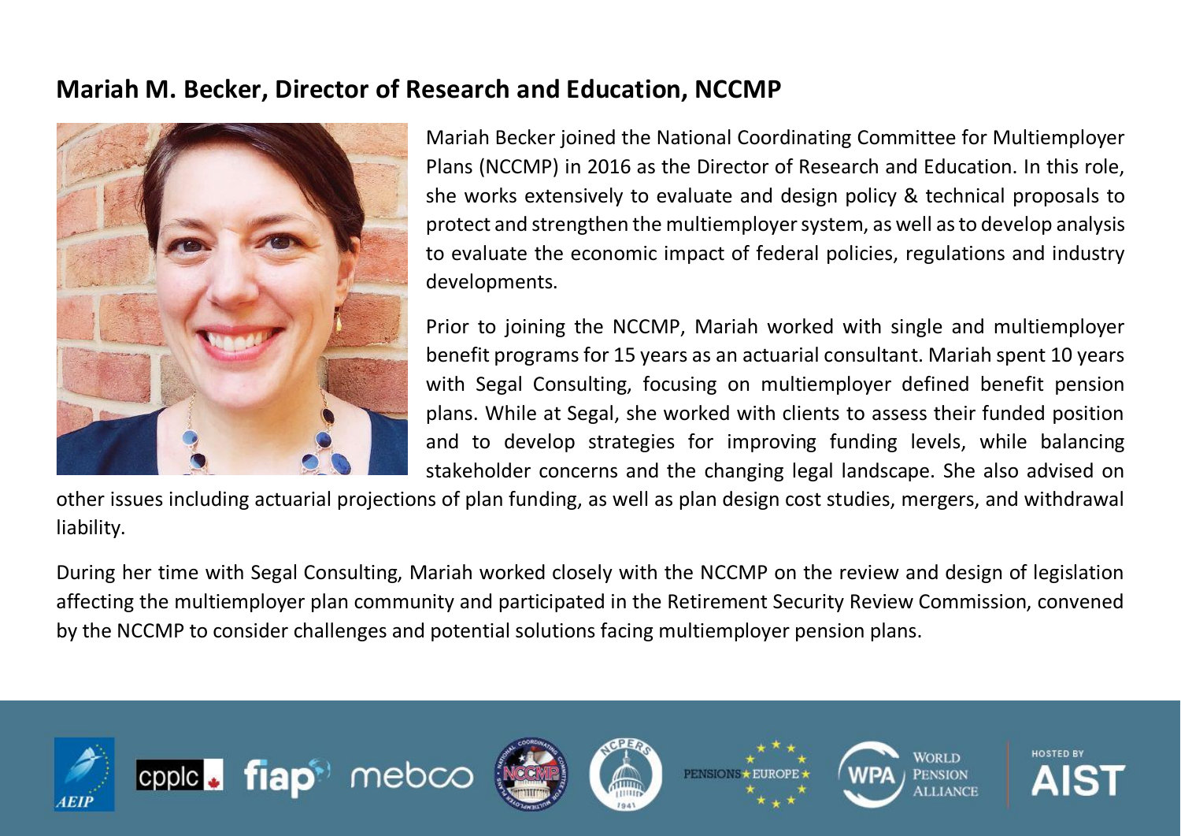## Mariah M. Becker, Director of Research and Education, NCCMP

Mariah Becker joined the National Coordinating Committee for Multiemployer Plans (NCCMP) in 2016 as the Director of Research and Education. In this role, she works extensively to evaluate and design policy & technical proposals to protect and strengthen the multiemployer system, as well as to develop analysis to evaluate the economic impact of federal policies, regulations and industry developments.

Prior to joining the NCCMP, Mariah worked with single and multiemployer benefit programs for 15 years as an actuarial consultant. Mariah spent 10 years with Segal Consulting, focusing on multiemployer defined benefit pension plans. While at Segal, she worked with clients to assess their funded position and to develop strategies for improving funding levels, while balancing stakeholder concerns and the changing legal landscape. She also advised on other issues including actuarial projections of plan funding, as well as plan design cost studies, mergers, and withdrawal liability.

During her time with Segal Consulting, Mariah worked closely with the NCCMP on the review and design of legislation affecting the multiemployer plan community and participated in the Retirement Security Review Commission, convened by the NCCMP to consider challenges and potential solutions facing multiemployer pension plans.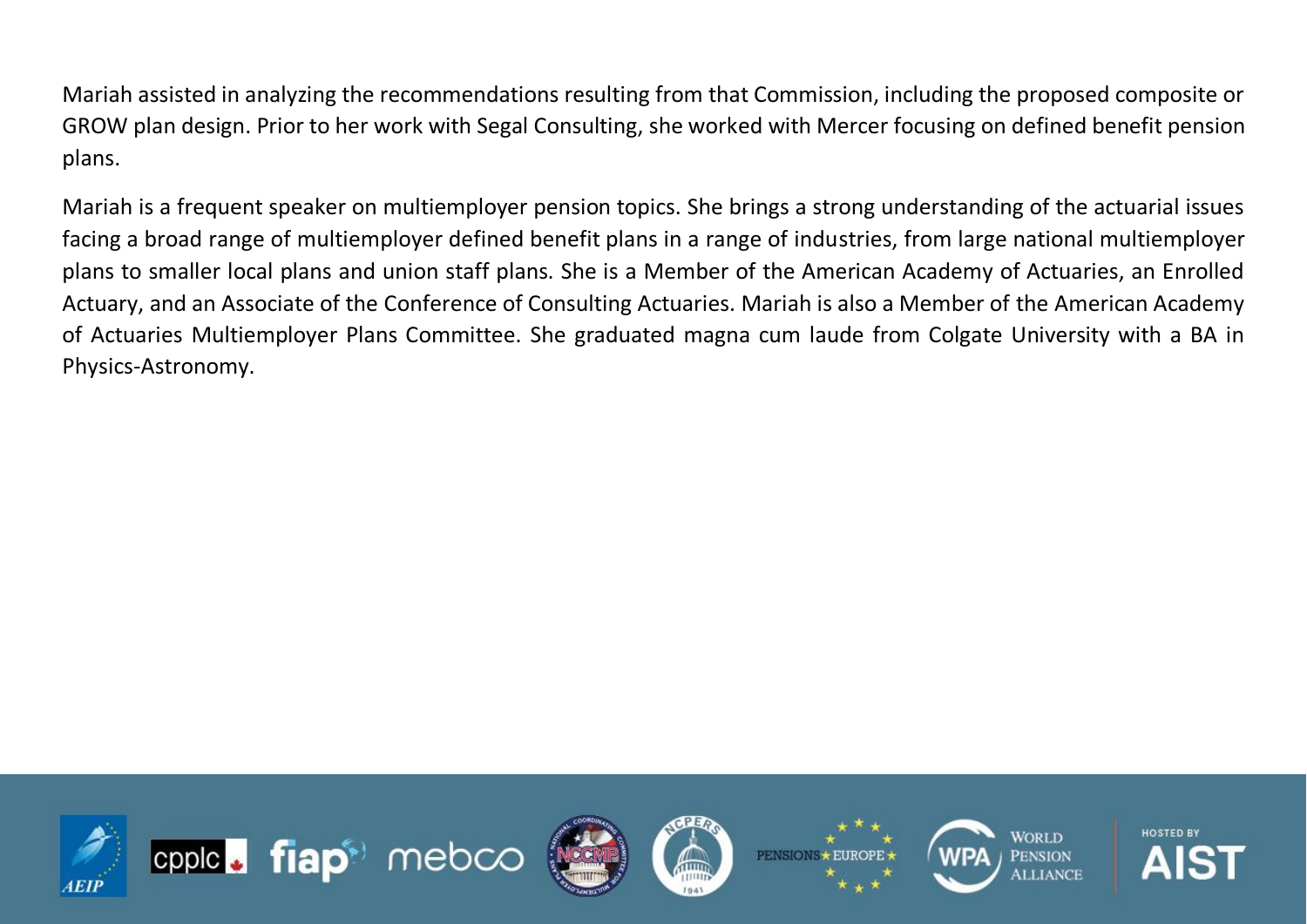Mariah assisted in analyzing the recommendations resulting from that Commission, including the proposed composite or GROW plan design. Prior to her work with Segal Consulting, she worked with Mercer focusing on defined benefit pension plans.

Mariah is a frequent speaker on multiemployer pension topics. She brings a strong understanding of the actuarial issues facing a broad range of multiemployer defined benefit plans in a range of industries, from large national multiemployer plans to smaller local plans and union staff plans. She is a Member of the American Academy of Actuaries, an Enrolled Actuary, and an Associate of the Conference of Consulting Actuaries. Mariah is also a Member of the American Academy of Actuaries Multiemployer Plans Committee. She graduated magna cum laude from Colgate University with a BA in Physics-Astronomy.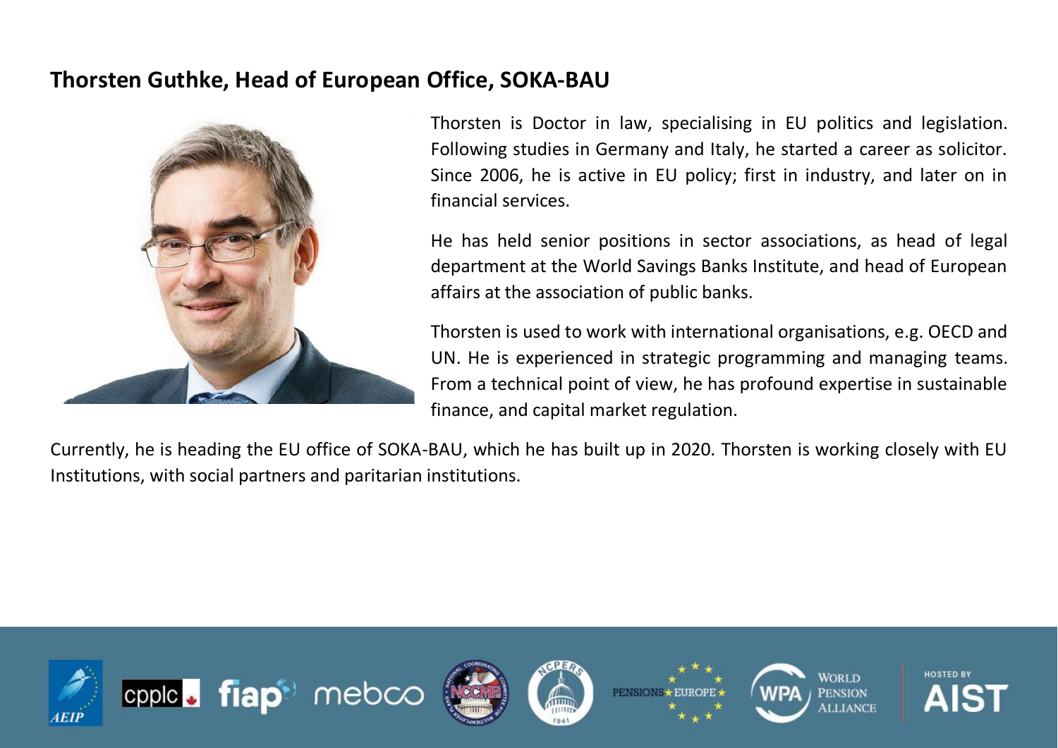## Thorsten Guthke, Head of European Office, SOKA-BAU

Thorsten is Doctor in law, specialising in EU politics and legislation. Following studies in Germany and Italy, he started a career as solicitor. Since 2006, he is active in EU policy; first in industry, and later on in financial services.

He has held senior positions in sector associations, as head of legal department at the World Savings Banks Institute, and head of European affairs at the association of public banks.

Thorsten is used to work with international organisations, e.g. OECD and UN. He is experienced in strategic programming and managing teams. From a technical point of view, he has profound expertise in sustainable finance, and capital market regulation.

Currently, he is heading the EU office of SOKA-BAU, which he has built up in 2020. Thorsten is working closely with EU Institutions, with social partners and paritarian institutions.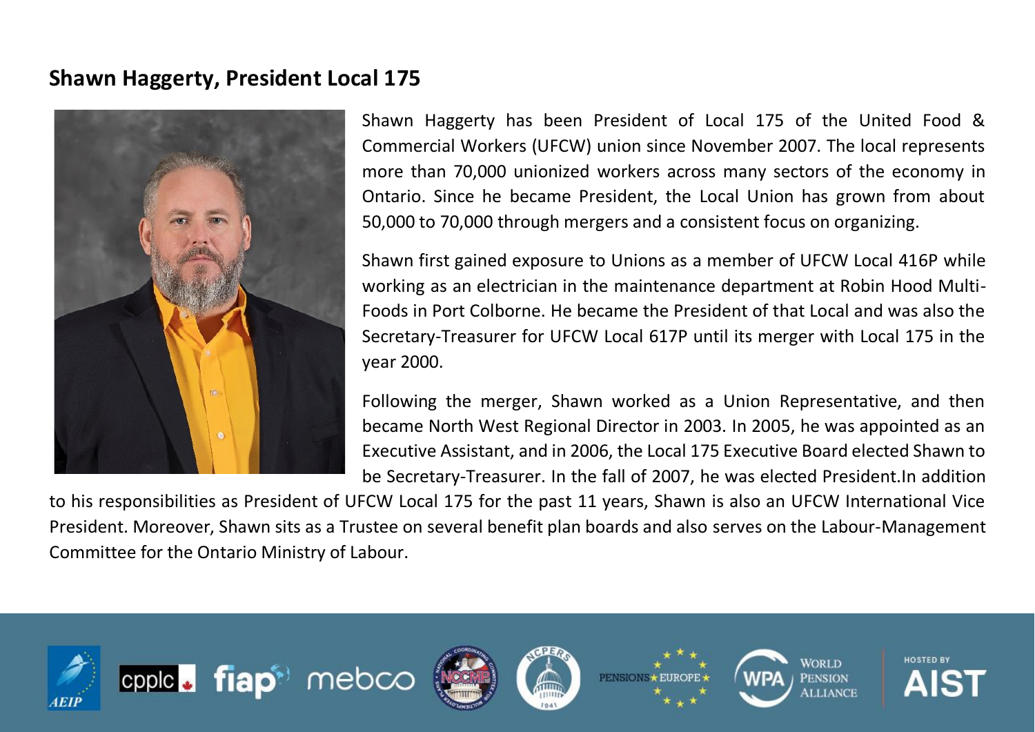## Shawn Haggerty, President Local 175

Shawn Haggerty has been President of Local 175 of the United Food & Commercial Workers (UFCW) union since November 2007. The local represents more than 70,000 unionized workers across many sectors of the economy in Ontario. Since he became President, the Local Union has grown from about 50,000 to 70,000 through mergers and a consistent focus on organizing.

Shawn first gained exposure to Unions as a member of UFCW Local 416P while working as an electrician in the maintenance department at Robin Hood Multi-Foods in Port Colborne. He became the President of that Local and was also the Secretary-Treasurer for UFCW Local 617P until its merger with Local 175 in the year 2000.

Following the merger, Shawn worked as a Union Representative, and then became North West Regional Director in 2003. In 2005, he was appointed as an Executive Assistant, and in 2006, the Local 175 Executive Board elected Shawn to be Secretary-Treasurer. In the fall of 2007, he was elected President.In addition to his responsibilities as President of UFCW Local 175 for the past 11 years, Shawn is also an UFCW International Vice President. Moreover, Shawn sits as a Trustee on several benefit plan boards and also serves on the Labour-Management Committee for the Ontario Ministry of Labour.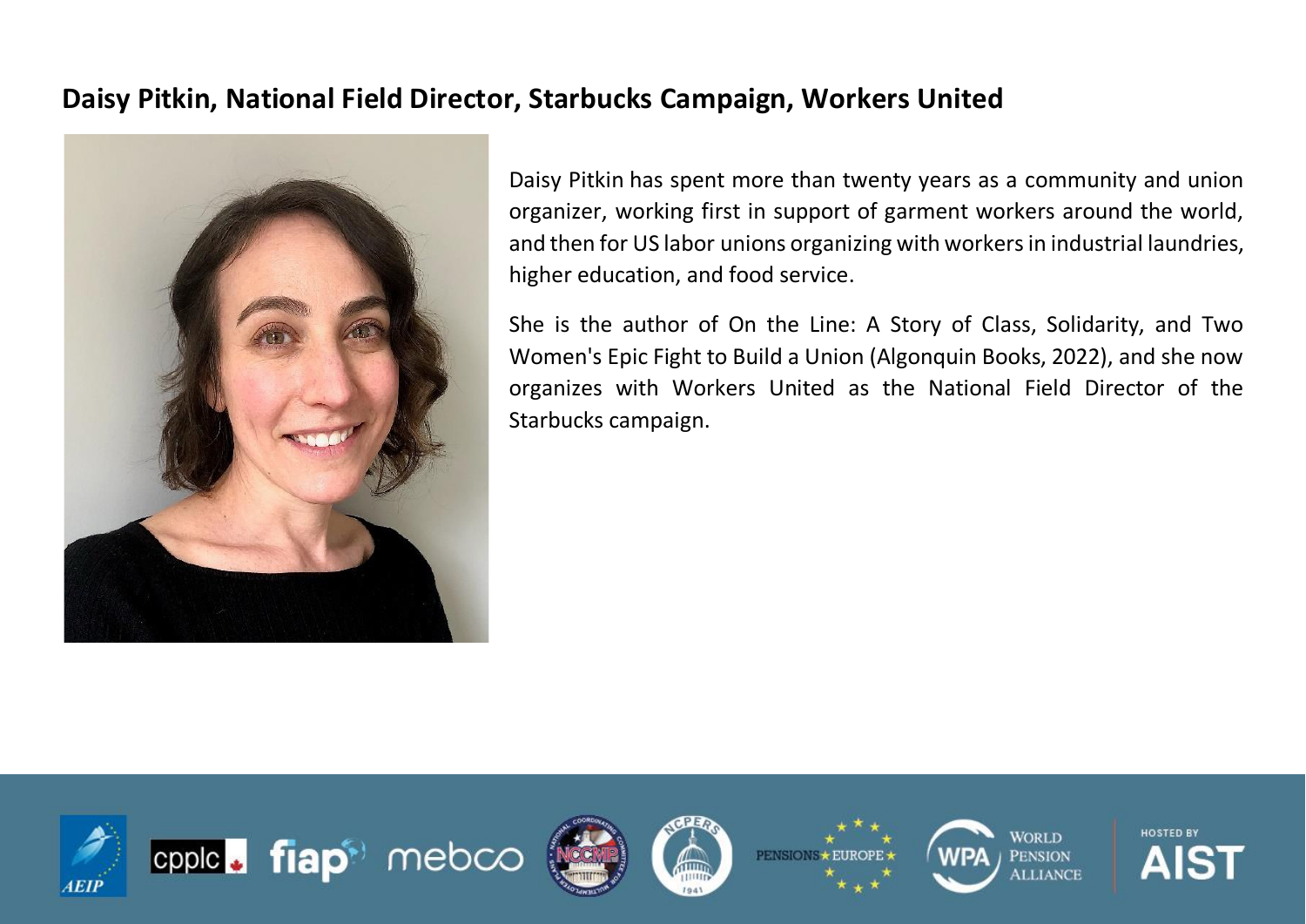## Daisy Pitkin, National Field Director, Starbucks Campaign, Workers United

Daisy Pitkin has spent more than twenty years as a community and union organizer, working first in support of garment workers around the world, and then for US labor unions organizing with workers in industrial laundries, higher education, and food service.

She is the author of On the Line: A Story of Class, Solidarity, and Two Women's Epic Fight to Build a Union (Algonquin Books, 2022), and she now organizes with Workers United as the National Field Director of the Starbucks campaign.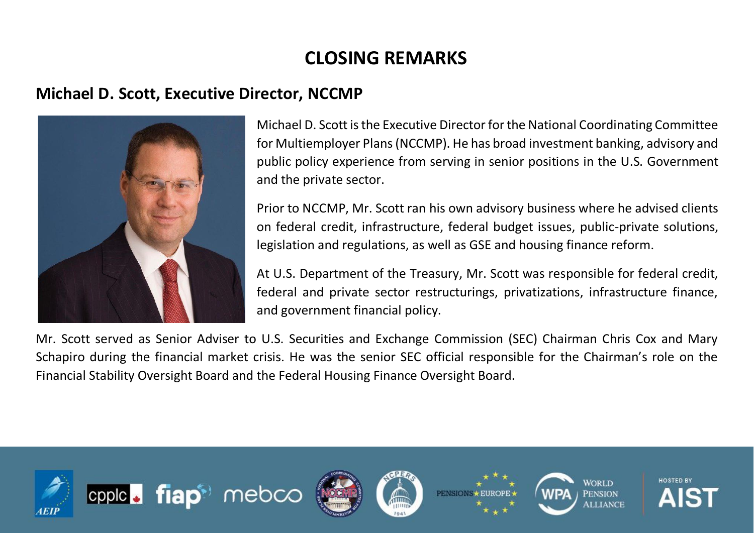# CLOSING REMARKS

## Michael D. Scott, Executive Director, NCCMP

Michael D. Scott is the Executive Director for the National Coordinating Committee for Multiemployer Plans (NCCMP). He has broad investment banking, advisory and public policy experience from serving in senior positions in the U.S. Government and the private sector.

Prior to NCCMP, Mr. Scott ran his own advisory business where he advised clients on federal credit, infrastructure, federal budget issues, public-private solutions, legislation and regulations, as well as GSE and housing finance reform.

At U.S. Department of the Treasury, Mr. Scott was responsible for federal credit, federal and private sector restructurings, privatizations, infrastructure finance, and government financial policy.

Mr. Scott served as Senior Adviser to U.S. Securities and Exchange Commission (SEC) Chairman Chris Cox and Mary Schapiro during the financial market crisis. He was the senior SEC official responsible for the Chairman's role on the Financial Stability Oversight Board and the Federal Housing Finance Oversight Board.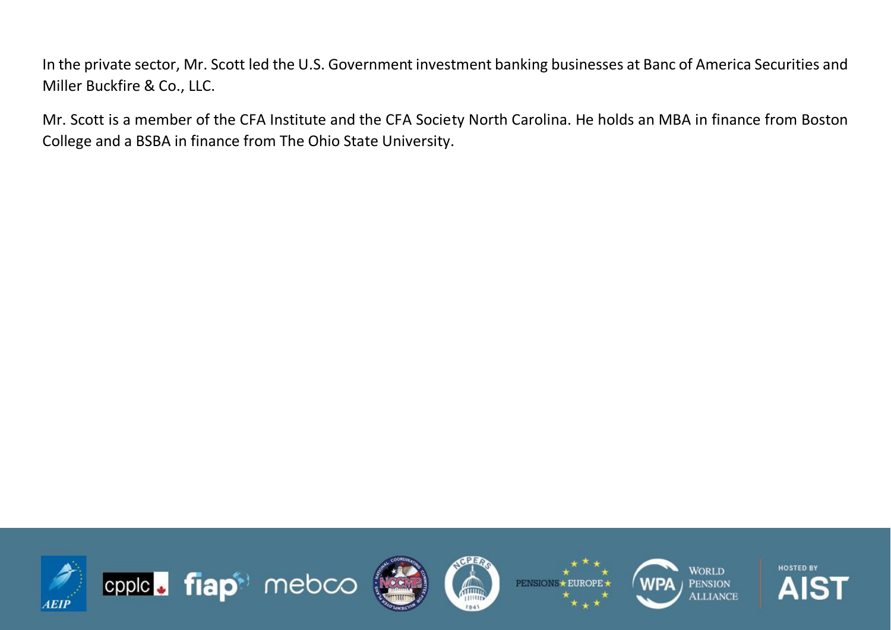In the private sector, Mr. Scott led the U.S. Government investment banking businesses at Banc of America Securities and Miller Buckfire & Co., LLC.

Mr. Scott is a member of the CFA Institute and the CFA Society North Carolina. He holds an MBA in finance from Boston College and a BSBA in finance from The Ohio State University.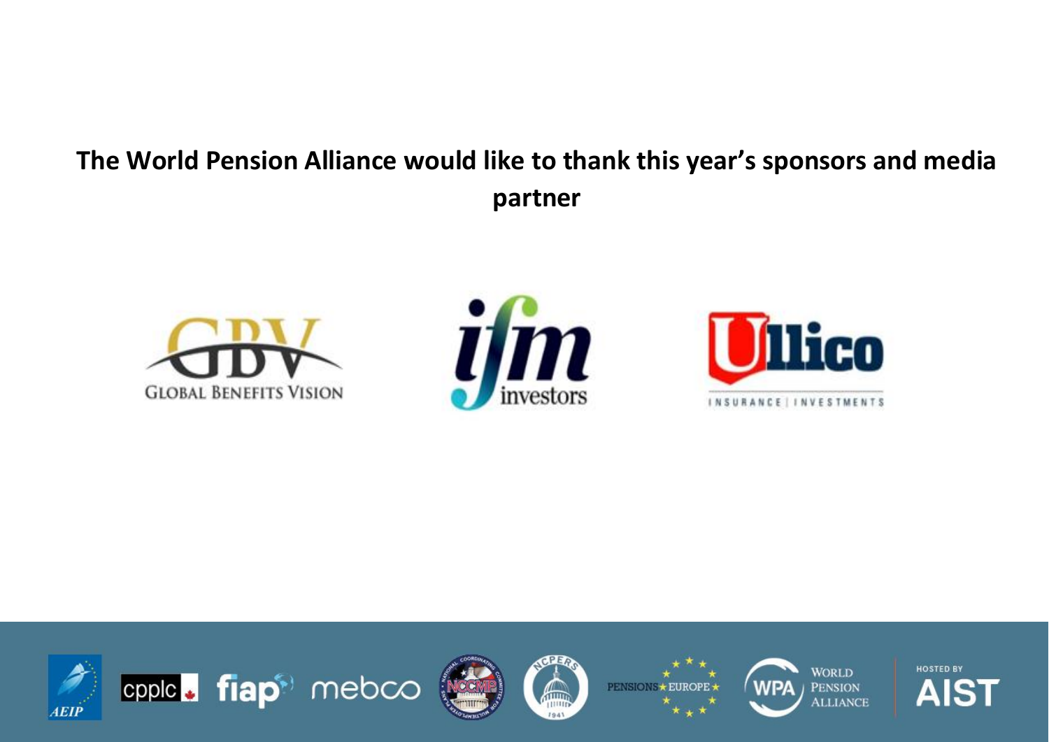**The World Pension Alliance would like to thank this year's sponsors and media partner**